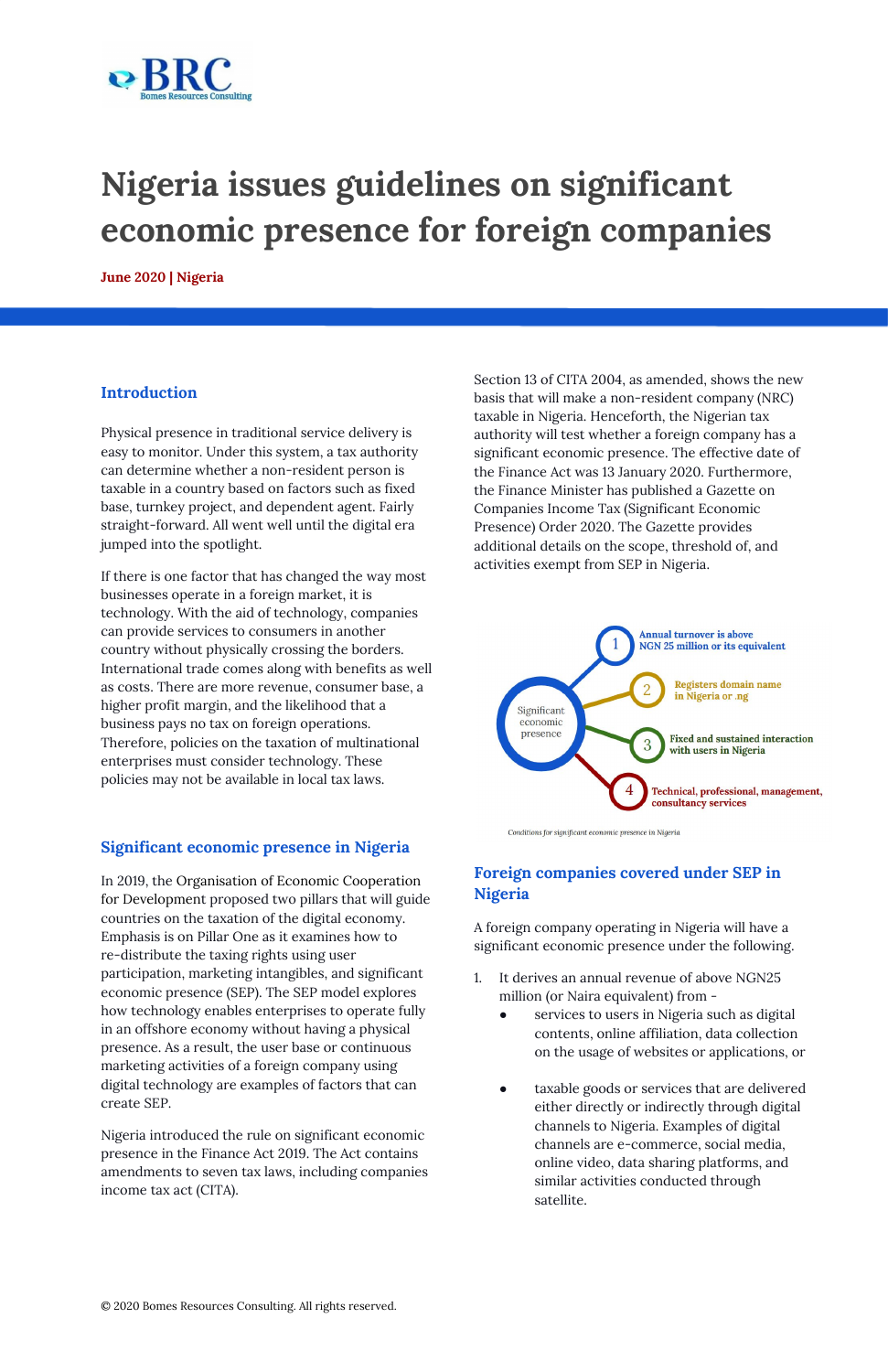# Nigeria issues guidelines on significant economic presence for foreign companies

**June 2020 | Nigeria**

## Introduction

Physical presence in traditional service delivery is easy to monitor. Under this system, a tax authority can determine whether a non-resident person is taxable in a country based on factors such as fixed base, turnkey project, and dependent agent. Fairly straight-forward. All went well until the digital era jumped into the spotlight.

If there is one factor that has changed the way most businesses operate in a foreign market, it is technology. With the aid of technology, companies can provide services to consumers in another country without physically crossing the borders. International trade comes along with benefits as well as costs. There are more revenue, consumer base, a higher profit margin, and the likelihood that a business pays no tax on foreign operations. Therefore, policies on the taxation of multinational enterprises must consider technology. These policies may not be available in local tax laws.

## Significant economic presence in Nigeria

In 2019, the Organisation of Economic Cooperation for Development proposed two pillars that will guide countries on the taxation of the digital economy. Emphasis is on Pillar One as it examines how to re-distribute the taxing rights using user participation, marketing intangibles, and significant economic presence (SEP). The SEP model explores how technology enables enterprises to operate fully in an offshore economy without having a physical presence. As a result, the user base or continuous marketing activities of a foreign company using digital technology are examples of factors that can create SEP.

Nigeria introduced the rule on significant economic presence in the Finance Act 2019. The Act contains amendments to seven tax laws, including companies income tax act (CITA).

Section 13 of CITA 2004, as amended, shows the new basis that will make a non-resident company (NRC) taxable in Nigeria. Henceforth, the Nigerian tax authority will test whether a foreign company has a significant economic presence. The effective date of the Finance Act was 13 January 2020. Furthermore, the Finance Minister has published a Gazette on Companies Income Tax (Significant Economic Presence) Order 2020. The Gazette provides additional details on the scope, threshold of, and activities exempt from SEP in Nigeria.

Significant economic presence

1. Annual turnover is above NGN 25 million or its equivalent
2. Registers domain name in Nigeria or .ng
3. Fixed and sustained interaction with users in Nigeria
4. Technical, professional, management, consultancy services

*Conditions for significant economic presence in Nigeria*

## Foreign companies covered under SEP in Nigeria

A foreign company operating in Nigeria will have a significant economic presence under the following.

1. It derives an annual revenue of above NGN25 million (or Naira equivalent) from -
   - services to users in Nigeria such as digital contents, online affiliation, data collection on the usage of websites or applications, or
   - taxable goods or services that are delivered either directly or indirectly through digital channels to Nigeria. Examples of digital channels are e-commerce, social media, online video, data sharing platforms, and similar activities conducted through satellite.

© 2020 Bomes Resources Consulting. All rights reserved.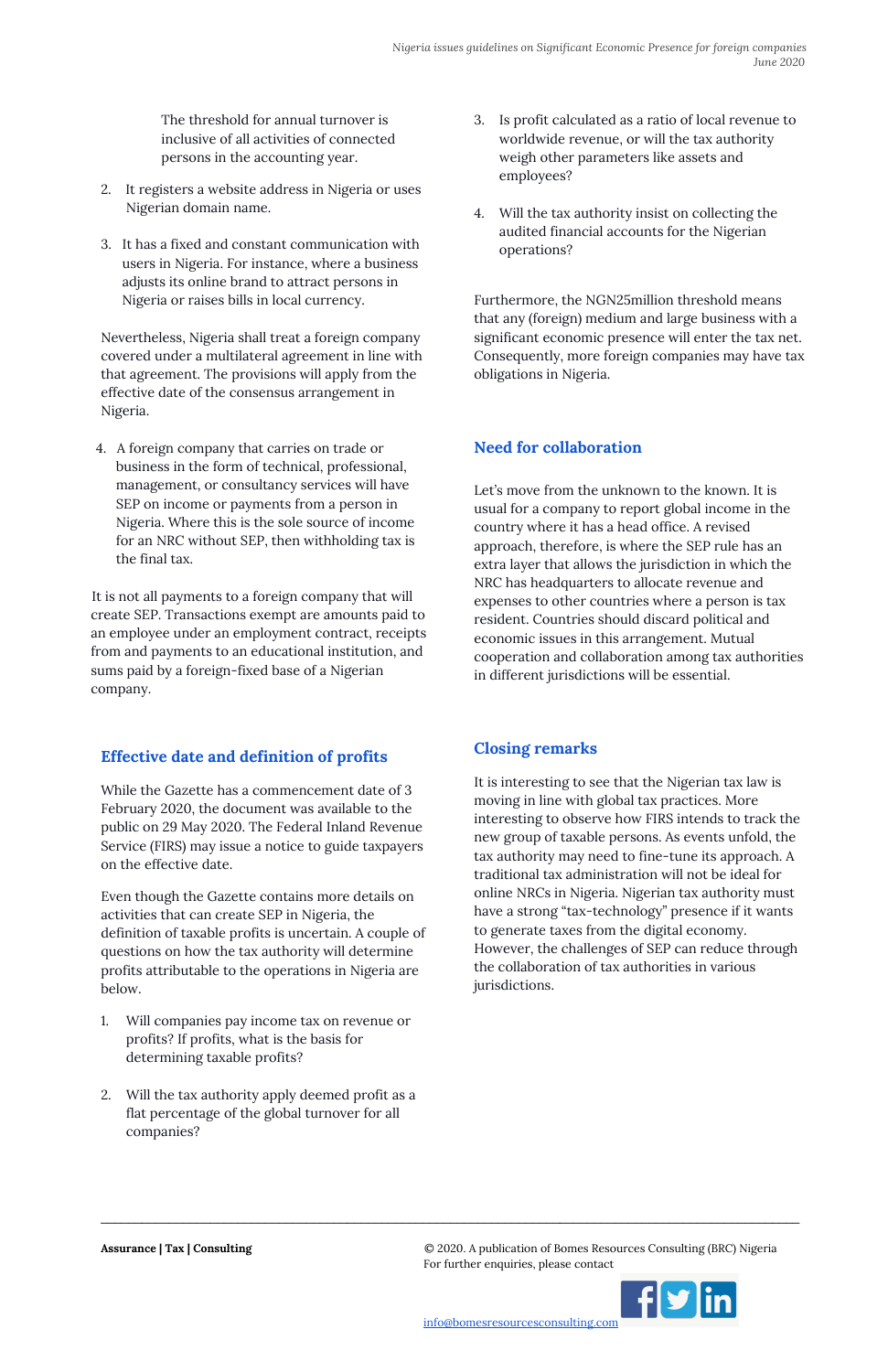The threshold for annual turnover is inclusive of all activities of connected persons in the accounting year.

2. It registers a website address in Nigeria or uses Nigerian domain name.

3. It has a fixed and constant communication with users in Nigeria. For instance, where a business adjusts its online brand to attract persons in Nigeria or raises bills in local currency.

Nevertheless, Nigeria shall treat a foreign company covered under a multilateral agreement in line with that agreement. The provisions will apply from the effective date of the consensus arrangement in Nigeria.

4. A foreign company that carries on trade or business in the form of technical, professional, management, or consultancy services will have SEP on income or payments from a person in Nigeria. Where this is the sole source of income for an NRC without SEP, then withholding tax is the final tax.

It is not all payments to a foreign company that will create SEP. Transactions exempt are amounts paid to an employee under an employment contract, receipts from and payments to an educational institution, and sums paid by a foreign-fixed base of a Nigerian company.

## Effective date and definition of profits

While the Gazette has a commencement date of 3 February 2020, the document was available to the public on 29 May 2020. The Federal Inland Revenue Service (FIRS) may issue a notice to guide taxpayers on the effective date.

Even though the Gazette contains more details on activities that can create SEP in Nigeria, the definition of taxable profits is uncertain. A couple of questions on how the tax authority will determine profits attributable to the operations in Nigeria are below.

1. Will companies pay income tax on revenue or profits? If profits, what is the basis for determining taxable profits?

2. Will the tax authority apply deemed profit as a flat percentage of the global turnover for all companies?

3. Is profit calculated as a ratio of local revenue to worldwide revenue, or will the tax authority weigh other parameters like assets and employees?

4. Will the tax authority insist on collecting the audited financial accounts for the Nigerian operations?

Furthermore, the NGN25million threshold means that any (foreign) medium and large business with a significant economic presence will enter the tax net. Consequently, more foreign companies may have tax obligations in Nigeria.

## Need for collaboration

Let's move from the unknown to the known. It is usual for a company to report global income in the country where it has a head office. A revised approach, therefore, is where the SEP rule has an extra layer that allows the jurisdiction in which the NRC has headquarters to allocate revenue and expenses to other countries where a person is tax resident. Countries should discard political and economic issues in this arrangement. Mutual cooperation and collaboration among tax authorities in different jurisdictions will be essential.

## Closing remarks

It is interesting to see that the Nigerian tax law is moving in line with global tax practices. More interesting to observe how FIRS intends to track the new group of taxable persons. As events unfold, the tax authority may need to fine-tune its approach. A traditional tax administration will not be ideal for online NRCs in Nigeria. Nigerian tax authority must have a strong "tax-technology" presence if it wants to generate taxes from the digital economy. However, the challenges of SEP can reduce through the collaboration of tax authorities in various jurisdictions.

---

**Assurance | Tax | Consulting**

© 2020. A publication of Bomes Resources Consulting (BRC) Nigeria
For further enquiries, please contact
info@bomesresourcesconsulting.com